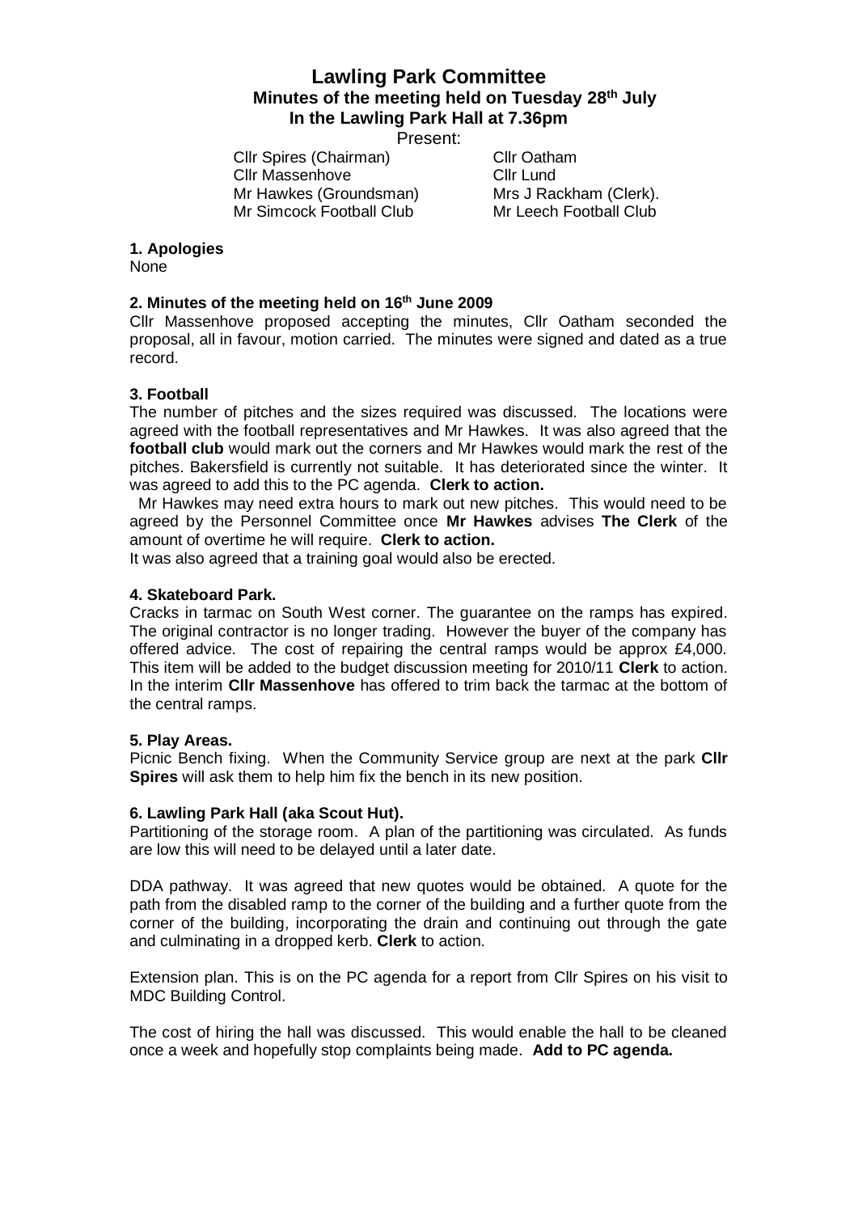# Lawling Park Committee

## Minutes of the meeting held on Tuesday 28th July In the Lawling Park Hall at 7.36pm

Present:

| | |
|---|---|
| Cllr Spires (Chairman) | Cllr Oatham |
| Cllr Massenhove | Cllr Lund |
| Mr Hawkes (Groundsman) | Mrs J Rackham (Clerk). |
| Mr Simcock Football Club | Mr Leech Football Club |

**1. Apologies**

None

**2. Minutes of the meeting held on 16th June 2009**

Cllr Massenhove proposed accepting the minutes, Cllr Oatham seconded the proposal, all in favour, motion carried. The minutes were signed and dated as a true record.

**3. Football**

The number of pitches and the sizes required was discussed. The locations were agreed with the football representatives and Mr Hawkes. It was also agreed that the **football club** would mark out the corners and Mr Hawkes would mark the rest of the pitches. Bakersfield is currently not suitable. It has deteriorated since the winter. It was agreed to add this to the PC agenda. **Clerk to action.**

Mr Hawkes may need extra hours to mark out new pitches. This would need to be agreed by the Personnel Committee once **Mr Hawkes** advises **The Clerk** of the amount of overtime he will require. **Clerk to action.**

It was also agreed that a training goal would also be erected.

**4. Skateboard Park.**

Cracks in tarmac on South West corner. The guarantee on the ramps has expired. The original contractor is no longer trading. However the buyer of the company has offered advice. The cost of repairing the central ramps would be approx £4,000. This item will be added to the budget discussion meeting for 2010/11 **Clerk** to action. In the interim **Cllr Massenhove** has offered to trim back the tarmac at the bottom of the central ramps.

**5. Play Areas.**

Picnic Bench fixing. When the Community Service group are next at the park **Cllr Spires** will ask them to help him fix the bench in its new position.

**6. Lawling Park Hall (aka Scout Hut).**

Partitioning of the storage room. A plan of the partitioning was circulated. As funds are low this will need to be delayed until a later date.

DDA pathway. It was agreed that new quotes would be obtained. A quote for the path from the disabled ramp to the corner of the building and a further quote from the corner of the building, incorporating the drain and continuing out through the gate and culminating in a dropped kerb. **Clerk** to action.

Extension plan. This is on the PC agenda for a report from Cllr Spires on his visit to MDC Building Control.

The cost of hiring the hall was discussed. This would enable the hall to be cleaned once a week and hopefully stop complaints being made. **Add to PC agenda.**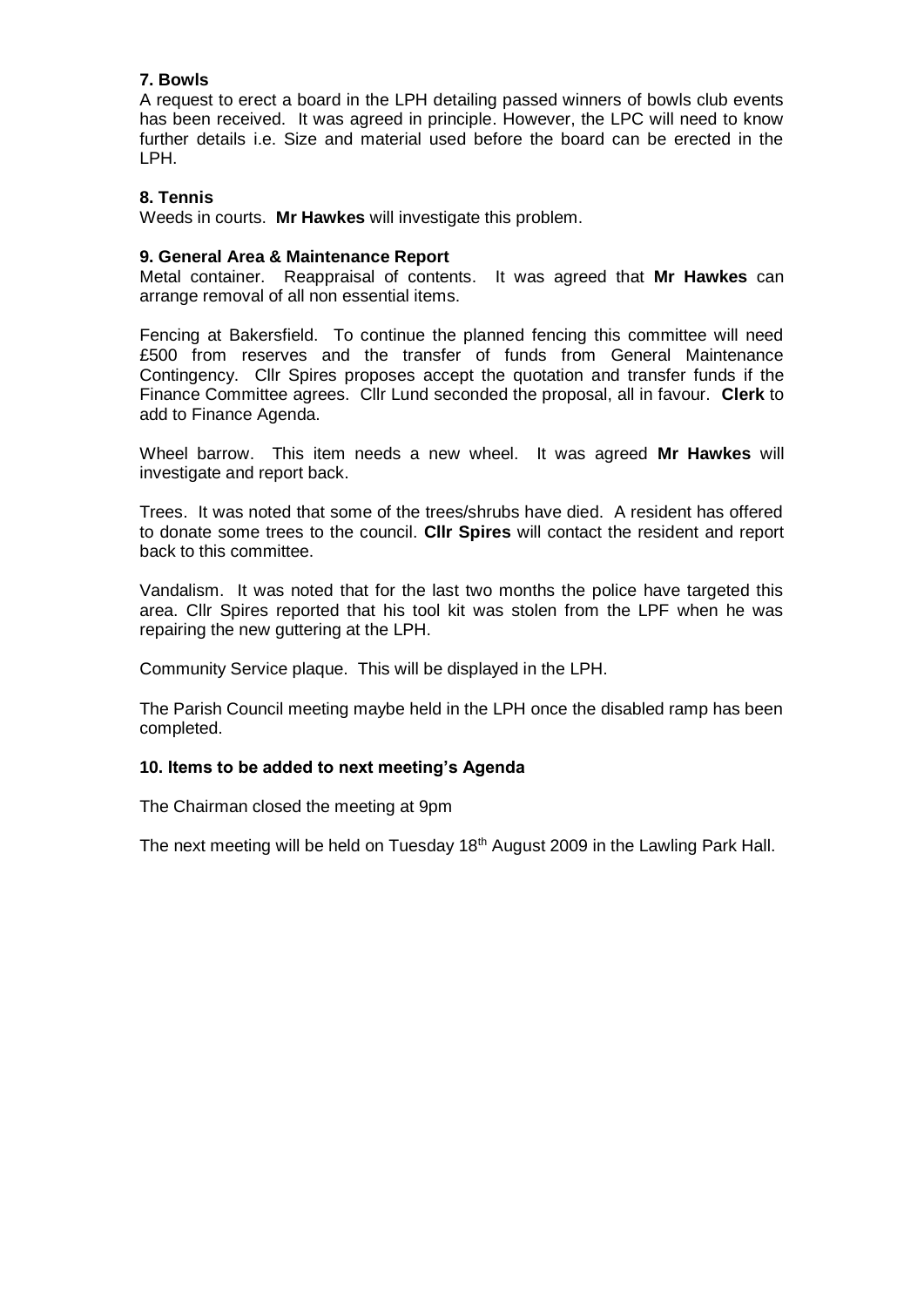### 7. Bowls

A request to erect a board in the LPH detailing passed winners of bowls club events has been received. It was agreed in principle. However, the LPC will need to know further details i.e. Size and material used before the board can be erected in the LPH.

### 8. Tennis

Weeds in courts. **Mr Hawkes** will investigate this problem.

### 9. General Area & Maintenance Report

Metal container. Reappraisal of contents. It was agreed that **Mr Hawkes** can arrange removal of all non essential items.

Fencing at Bakersfield. To continue the planned fencing this committee will need £500 from reserves and the transfer of funds from General Maintenance Contingency. Cllr Spires proposes accept the quotation and transfer funds if the Finance Committee agrees. Cllr Lund seconded the proposal, all in favour. **Clerk** to add to Finance Agenda.

Wheel barrow. This item needs a new wheel. It was agreed **Mr Hawkes** will investigate and report back.

Trees. It was noted that some of the trees/shrubs have died. A resident has offered to donate some trees to the council. **Cllr Spires** will contact the resident and report back to this committee.

Vandalism. It was noted that for the last two months the police have targeted this area. Cllr Spires reported that his tool kit was stolen from the LPF when he was repairing the new guttering at the LPH.

Community Service plaque. This will be displayed in the LPH.

The Parish Council meeting maybe held in the LPH once the disabled ramp has been completed.

### 10. Items to be added to next meeting's Agenda

The Chairman closed the meeting at 9pm

The next meeting will be held on Tuesday 18th August 2009 in the Lawling Park Hall.